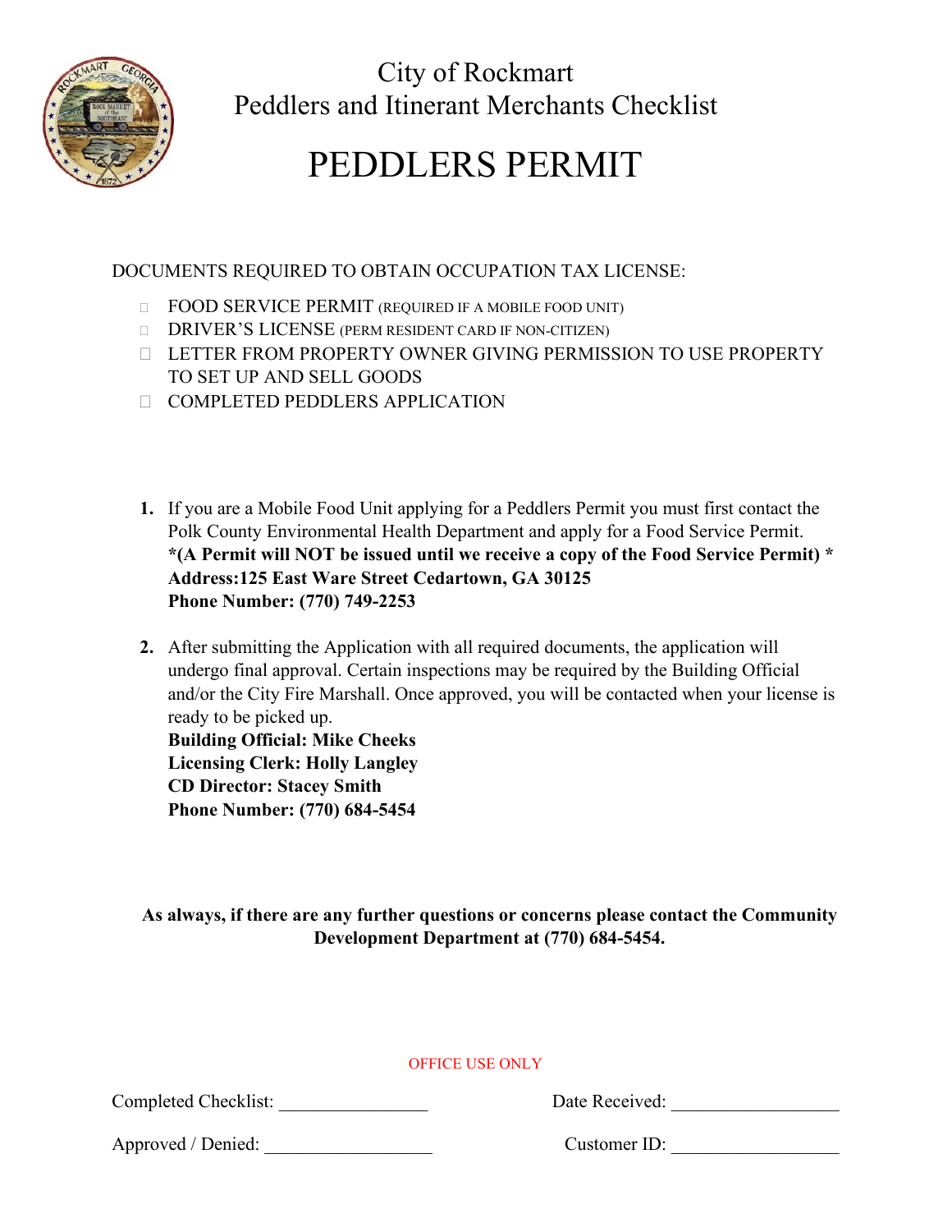City of Rockmart
Peddlers and Itinerant Merchants Checklist

# PEDDLERS PERMIT

DOCUMENTS REQUIRED TO OBTAIN OCCUPATION TAX LICENSE:

- ☐ FOOD SERVICE PERMIT (REQUIRED IF A MOBILE FOOD UNIT)
- ☐ DRIVER'S LICENSE (PERM RESIDENT CARD IF NON-CITIZEN)
- ☐ LETTER FROM PROPERTY OWNER GIVING PERMISSION TO USE PROPERTY TO SET UP AND SELL GOODS
- ☐ COMPLETED PEDDLERS APPLICATION

1. If you are a Mobile Food Unit applying for a Peddlers Permit you must first contact the Polk County Environmental Health Department and apply for a Food Service Permit.
   **\*(A Permit will NOT be issued until we receive a copy of the Food Service Permit) \***
   **Address:125 East Ware Street Cedartown, GA 30125**
   **Phone Number: (770) 749-2253**

2. After submitting the Application with all required documents, the application will undergo final approval. Certain inspections may be required by the Building Official and/or the City Fire Marshall. Once approved, you will be contacted when your license is ready to be picked up.
   **Building Official: Mike Cheeks**
   **Licensing Clerk: Holly Langley**
   **CD Director: Stacey Smith**
   **Phone Number: (770) 684-5454**

**As always, if there are any further questions or concerns please contact the Community Development Department at (770) 684-5454.**

OFFICE USE ONLY

Completed Checklist: ________________ Date Received: __________________

Approved / Denied: __________________ Customer ID: __________________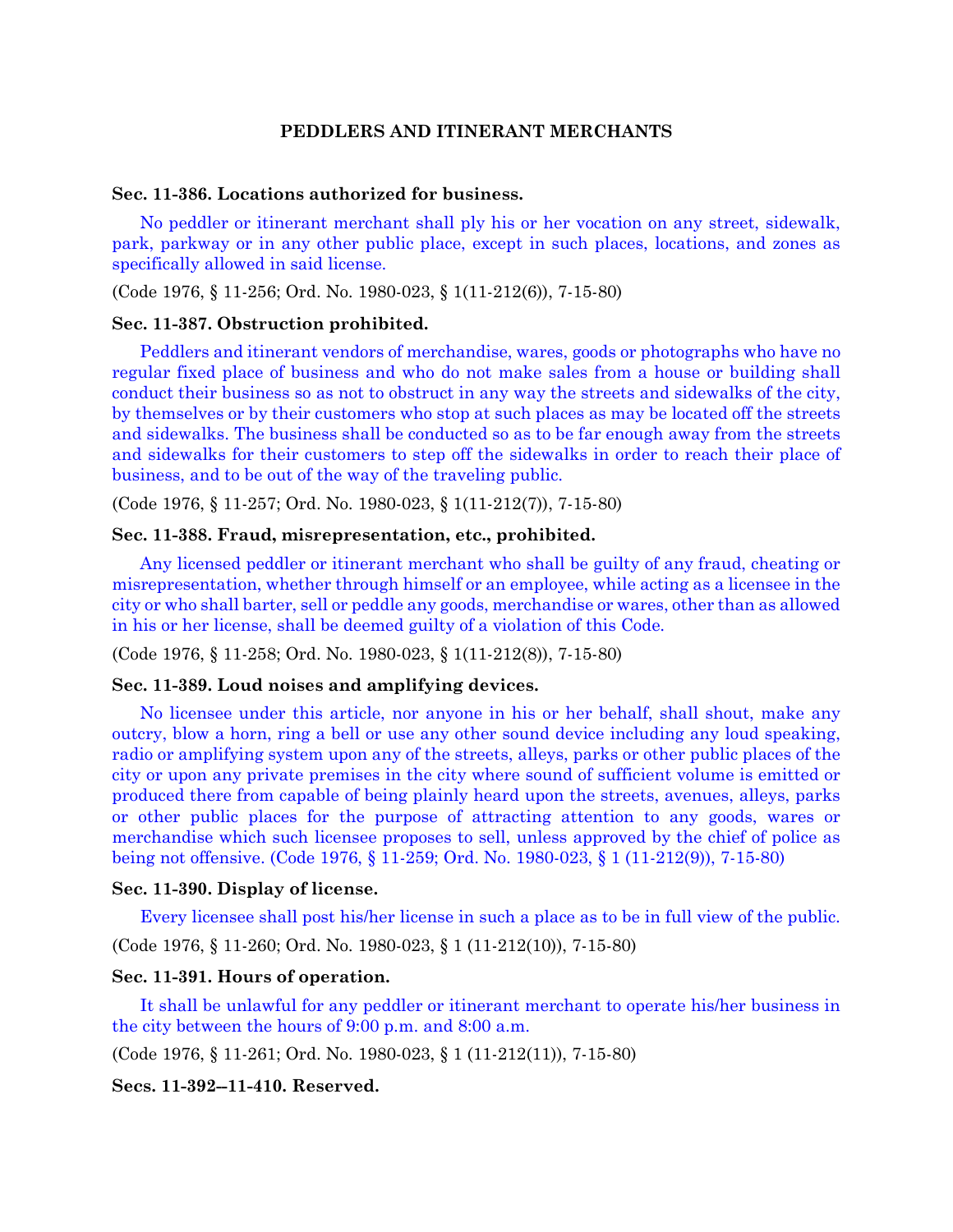**PEDDLERS AND ITINERANT MERCHANTS**

**Sec. 11-386. Locations authorized for business.**

No peddler or itinerant merchant shall ply his or her vocation on any street, sidewalk, park, parkway or in any other public place, except in such places, locations, and zones as specifically allowed in said license.

(Code 1976, § 11-256; Ord. No. 1980-023, § 1(11-212(6)), 7-15-80)

**Sec. 11-387. Obstruction prohibited.**

Peddlers and itinerant vendors of merchandise, wares, goods or photographs who have no regular fixed place of business and who do not make sales from a house or building shall conduct their business so as not to obstruct in any way the streets and sidewalks of the city, by themselves or by their customers who stop at such places as may be located off the streets and sidewalks. The business shall be conducted so as to be far enough away from the streets and sidewalks for their customers to step off the sidewalks in order to reach their place of business, and to be out of the way of the traveling public.

(Code 1976, § 11-257; Ord. No. 1980-023, § 1(11-212(7)), 7-15-80)

**Sec. 11-388. Fraud, misrepresentation, etc., prohibited.**

Any licensed peddler or itinerant merchant who shall be guilty of any fraud, cheating or misrepresentation, whether through himself or an employee, while acting as a licensee in the city or who shall barter, sell or peddle any goods, merchandise or wares, other than as allowed in his or her license, shall be deemed guilty of a violation of this Code.

(Code 1976, § 11-258; Ord. No. 1980-023, § 1(11-212(8)), 7-15-80)

**Sec. 11-389. Loud noises and amplifying devices.**

No licensee under this article, nor anyone in his or her behalf, shall shout, make any outcry, blow a horn, ring a bell or use any other sound device including any loud speaking, radio or amplifying system upon any of the streets, alleys, parks or other public places of the city or upon any private premises in the city where sound of sufficient volume is emitted or produced there from capable of being plainly heard upon the streets, avenues, alleys, parks or other public places for the purpose of attracting attention to any goods, wares or merchandise which such licensee proposes to sell, unless approved by the chief of police as being not offensive. (Code 1976, § 11-259; Ord. No. 1980-023, § 1 (11-212(9)), 7-15-80)

**Sec. 11-390. Display of license.**

Every licensee shall post his/her license in such a place as to be in full view of the public.

(Code 1976, § 11-260; Ord. No. 1980-023, § 1 (11-212(10)), 7-15-80)

**Sec. 11-391. Hours of operation.**

It shall be unlawful for any peddler or itinerant merchant to operate his/her business in the city between the hours of 9:00 p.m. and 8:00 a.m.

(Code 1976, § 11-261; Ord. No. 1980-023, § 1 (11-212(11)), 7-15-80)

**Secs. 11-392--11-410. Reserved.**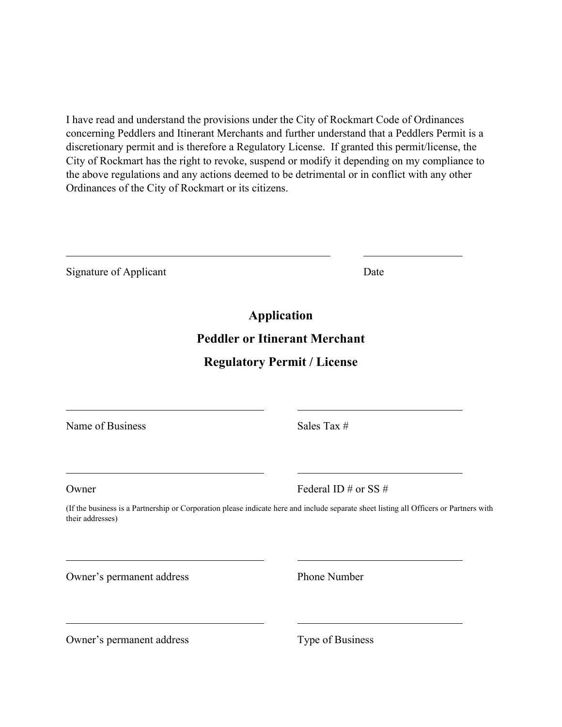I have read and understand the provisions under the City of Rockmart Code of Ordinances concerning Peddlers and Itinerant Merchants and further understand that a Peddlers Permit is a discretionary permit and is therefore a Regulatory License. If granted this permit/license, the City of Rockmart has the right to revoke, suspend or modify it depending on my compliance to the above regulations and any actions deemed to be detrimental or in conflict with any other Ordinances of the City of Rockmart or its citizens.

\_\_\_\_\_\_\_\_\_\_\_\_\_\_\_\_\_\_\_\_\_\_\_\_\_\_\_\_\_\_\_\_\_\_\_\_\_\_\_\_\_\_\_\_ \_\_\_\_\_\_\_\_\_\_\_\_\_\_\_\_\_\_\_\_

Signature of Applicant Date

## Application

## Peddler or Itinerant Merchant

## Regulatory Permit / License

\_\_\_\_\_\_\_\_\_\_\_\_\_\_\_\_\_\_\_\_\_\_\_\_\_\_\_\_\_\_\_\_\_\_ \_\_\_\_\_\_\_\_\_\_\_\_\_\_\_\_\_\_\_\_\_\_\_\_\_\_\_\_\_\_

Name of Business Sales Tax #

\_\_\_\_\_\_\_\_\_\_\_\_\_\_\_\_\_\_\_\_\_\_\_\_\_\_\_\_\_\_\_\_\_\_ \_\_\_\_\_\_\_\_\_\_\_\_\_\_\_\_\_\_\_\_\_\_\_\_\_\_\_\_\_\_

Owner Federal ID # or SS #

(If the business is a Partnership or Corporation please indicate here and include separate sheet listing all Officers or Partners with their addresses)

\_\_\_\_\_\_\_\_\_\_\_\_\_\_\_\_\_\_\_\_\_\_\_\_\_\_\_\_\_\_\_\_\_\_ \_\_\_\_\_\_\_\_\_\_\_\_\_\_\_\_\_\_\_\_\_\_\_\_\_\_\_\_\_\_

Owner's permanent address Phone Number

\_\_\_\_\_\_\_\_\_\_\_\_\_\_\_\_\_\_\_\_\_\_\_\_\_\_\_\_\_\_\_\_\_\_ \_\_\_\_\_\_\_\_\_\_\_\_\_\_\_\_\_\_\_\_\_\_\_\_\_\_\_\_\_\_

Owner's permanent address Type of Business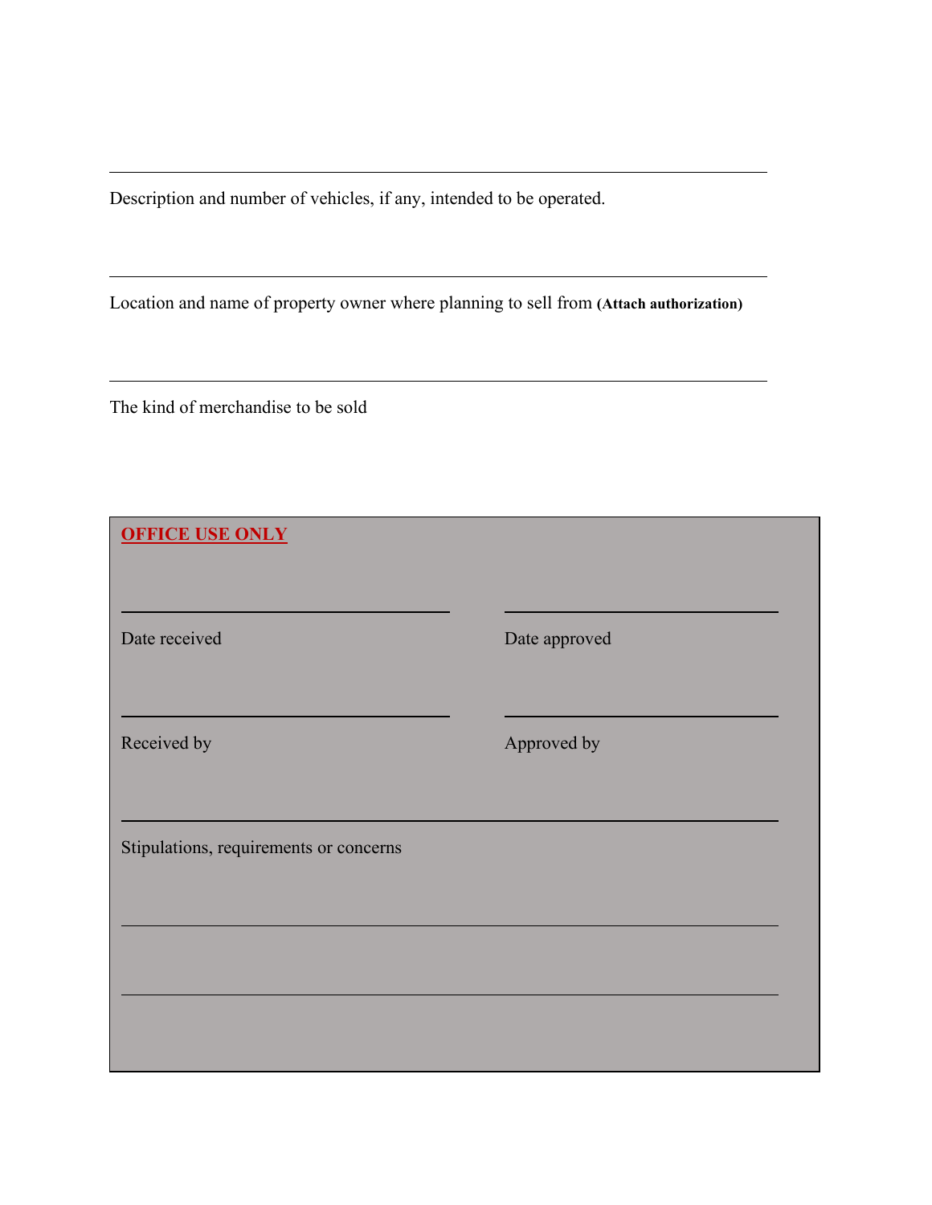Description and number of vehicles, if any, intended to be operated.

Location and name of property owner where planning to sell from **(Attach authorization)**

The kind of merchandise to be sold

**OFFICE USE ONLY**

Date received

Date approved

Received by

Approved by

Stipulations, requirements or concerns